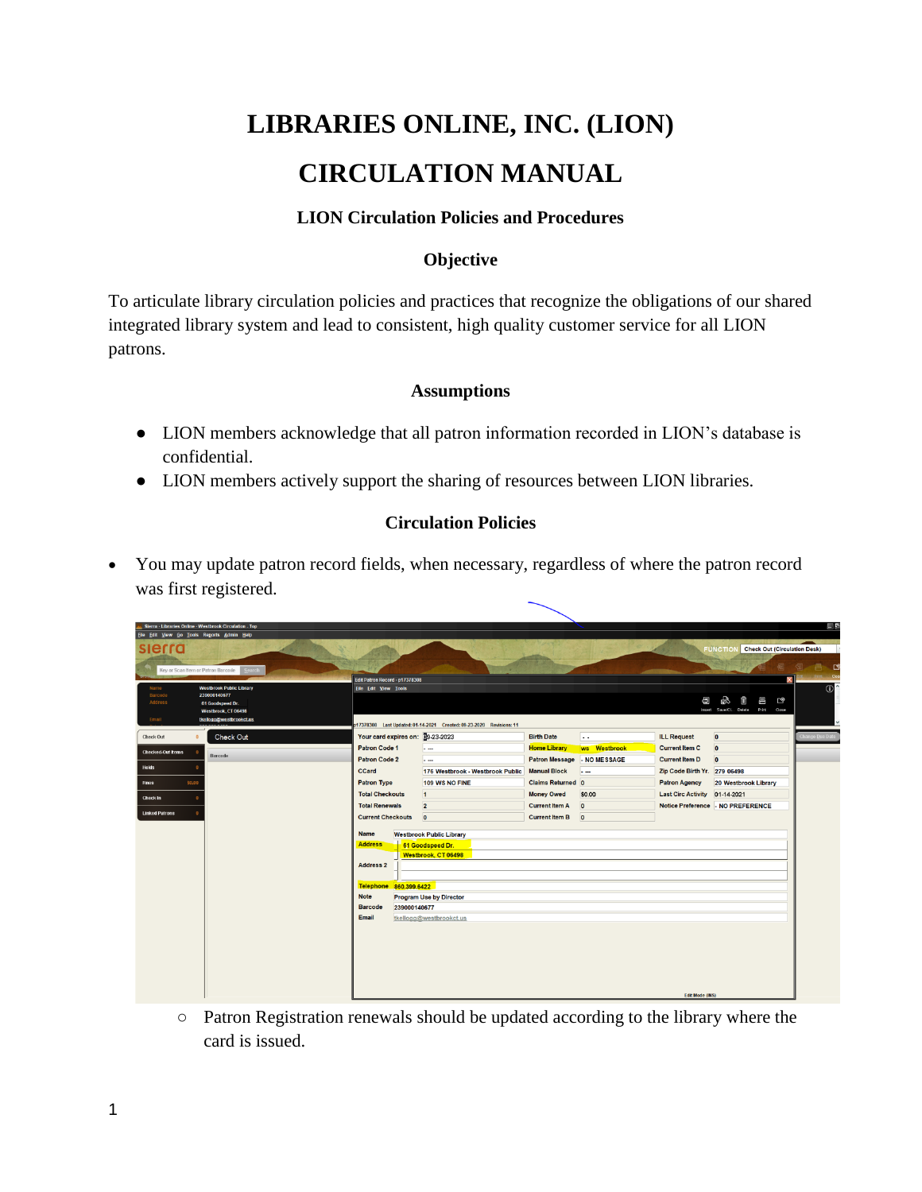# LIBRARIES ONLINE, INC. (LION)

# CIRCULATION MANUAL

### LION Circulation Policies and Procedures

### Objective

To articulate library circulation policies and practices that recognize the obligations of our shared integrated library system and lead to consistent, high quality customer service for all LION patrons.

### Assumptions

- LION members acknowledge that all patron information recorded in LION's database is confidential.
- LION members actively support the sharing of resources between LION libraries.

### Circulation Policies

- You may update patron record fields, when necessary, regardless of where the patron record was first registered.
  - Patron Registration renewals should be updated according to the library where the card is issued.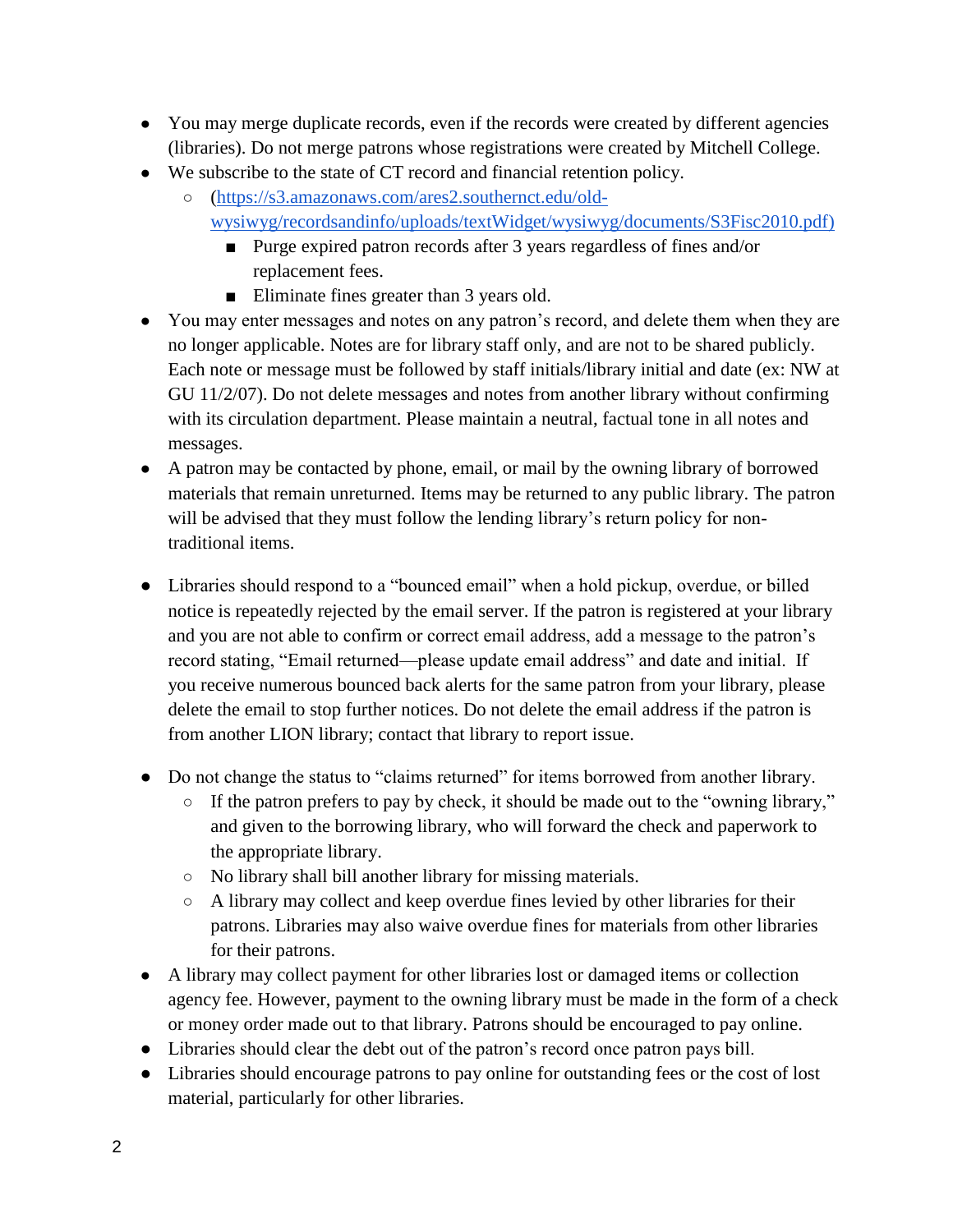- You may merge duplicate records, even if the records were created by different agencies (libraries). Do not merge patrons whose registrations were created by Mitchell College.
- We subscribe to the state of CT record and financial retention policy.
    - (https://s3.amazonaws.com/ares2.southernct.edu/old-wysiwyg/recordsandinfo/uploads/textWidget/wysiwyg/documents/S3Fisc2010.pdf)
        - Purge expired patron records after 3 years regardless of fines and/or replacement fees.
        - Eliminate fines greater than 3 years old.
- You may enter messages and notes on any patron's record, and delete them when they are no longer applicable. Notes are for library staff only, and are not to be shared publicly. Each note or message must be followed by staff initials/library initial and date (ex: NW at GU 11/2/07). Do not delete messages and notes from another library without confirming with its circulation department. Please maintain a neutral, factual tone in all notes and messages.
- A patron may be contacted by phone, email, or mail by the owning library of borrowed materials that remain unreturned. Items may be returned to any public library. The patron will be advised that they must follow the lending library's return policy for non-traditional items.

- Libraries should respond to a "bounced email" when a hold pickup, overdue, or billed notice is repeatedly rejected by the email server. If the patron is registered at your library and you are not able to confirm or correct email address, add a message to the patron's record stating, "Email returned—please update email address" and date and initial. If you receive numerous bounced back alerts for the same patron from your library, please delete the email to stop further notices. Do not delete the email address if the patron is from another LION library; contact that library to report issue.

- Do not change the status to "claims returned" for items borrowed from another library.
    - If the patron prefers to pay by check, it should be made out to the "owning library," and given to the borrowing library, who will forward the check and paperwork to the appropriate library.
    - No library shall bill another library for missing materials.
    - A library may collect and keep overdue fines levied by other libraries for their patrons. Libraries may also waive overdue fines for materials from other libraries for their patrons.
- A library may collect payment for other libraries lost or damaged items or collection agency fee. However, payment to the owning library must be made in the form of a check or money order made out to that library. Patrons should be encouraged to pay online.
- Libraries should clear the debt out of the patron's record once patron pays bill.
- Libraries should encourage patrons to pay online for outstanding fees or the cost of lost material, particularly for other libraries.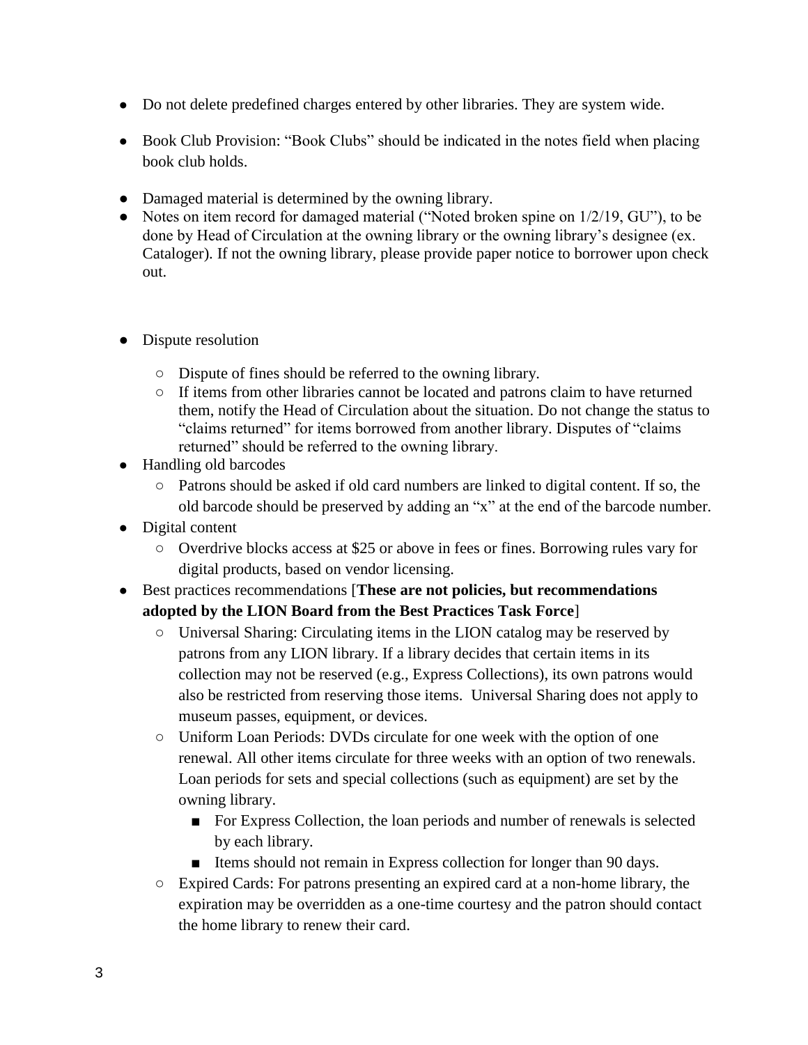- Do not delete predefined charges entered by other libraries. They are system wide.
- Book Club Provision: "Book Clubs" should be indicated in the notes field when placing book club holds.
- Damaged material is determined by the owning library.
- Notes on item record for damaged material ("Noted broken spine on 1/2/19, GU"), to be done by Head of Circulation at the owning library or the owning library's designee (ex. Cataloger). If not the owning library, please provide paper notice to borrower upon check out.
- Dispute resolution
  - Dispute of fines should be referred to the owning library.
  - If items from other libraries cannot be located and patrons claim to have returned them, notify the Head of Circulation about the situation. Do not change the status to "claims returned" for items borrowed from another library. Disputes of "claims returned" should be referred to the owning library.
- Handling old barcodes
  - Patrons should be asked if old card numbers are linked to digital content. If so, the old barcode should be preserved by adding an "x" at the end of the barcode number.
- Digital content
  - Overdrive blocks access at $25 or above in fees or fines. Borrowing rules vary for digital products, based on vendor licensing.
- Best practices recommendations [**These are not policies, but recommendations adopted by the LION Board from the Best Practices Task Force**]
  - Universal Sharing: Circulating items in the LION catalog may be reserved by patrons from any LION library. If a library decides that certain items in its collection may not be reserved (e.g., Express Collections), its own patrons would also be restricted from reserving those items. Universal Sharing does not apply to museum passes, equipment, or devices.
  - Uniform Loan Periods: DVDs circulate for one week with the option of one renewal. All other items circulate for three weeks with an option of two renewals. Loan periods for sets and special collections (such as equipment) are set by the owning library.
    - For Express Collection, the loan periods and number of renewals is selected by each library.
    - Items should not remain in Express collection for longer than 90 days.
  - Expired Cards: For patrons presenting an expired card at a non-home library, the expiration may be overridden as a one-time courtesy and the patron should contact the home library to renew their card.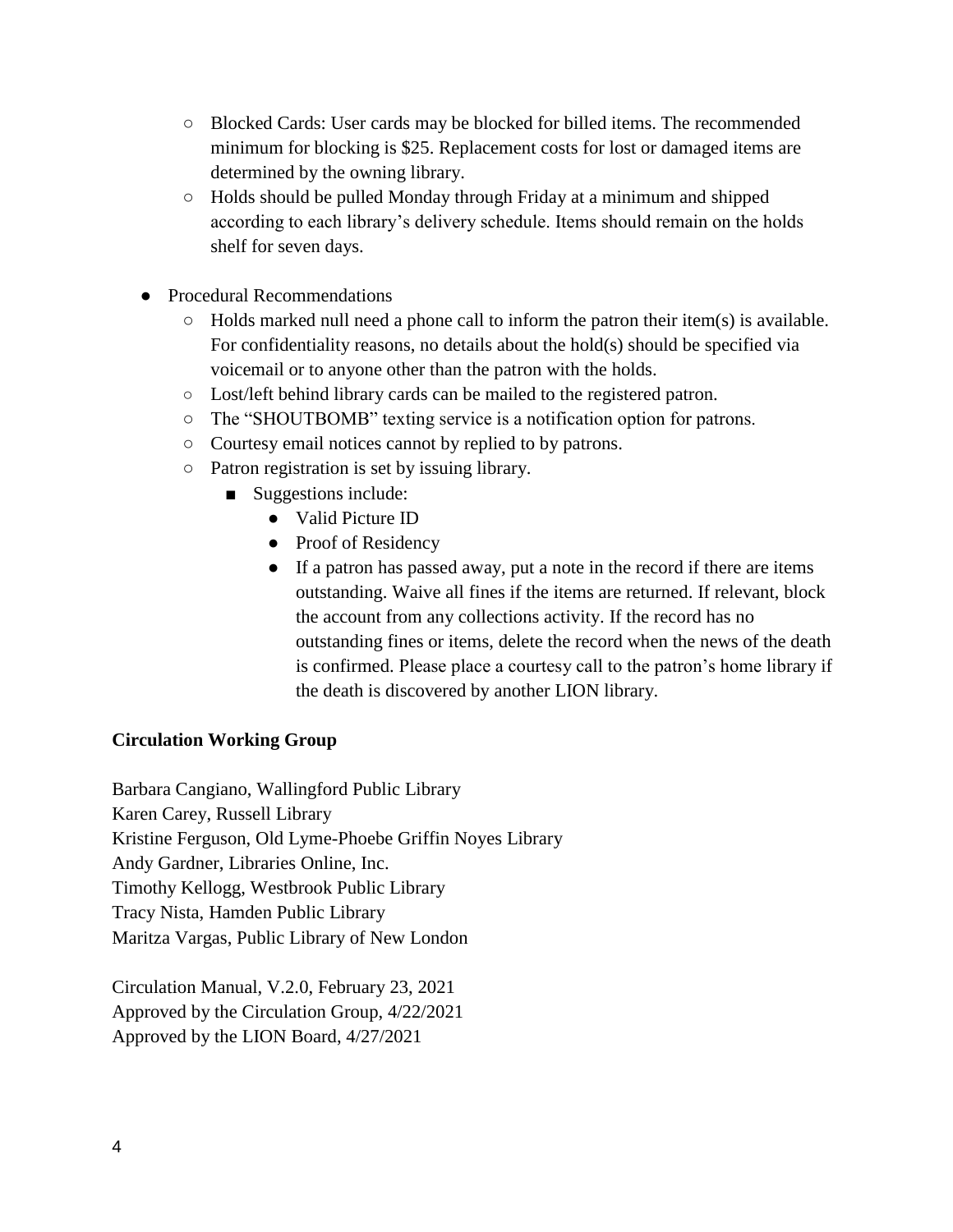- Blocked Cards: User cards may be blocked for billed items. The recommended minimum for blocking is $25. Replacement costs for lost or damaged items are determined by the owning library.
  - Holds should be pulled Monday through Friday at a minimum and shipped according to each library's delivery schedule. Items should remain on the holds shelf for seven days.

- Procedural Recommendations
  - Holds marked null need a phone call to inform the patron their item(s) is available. For confidentiality reasons, no details about the hold(s) should be specified via voicemail or to anyone other than the patron with the holds.
  - Lost/left behind library cards can be mailed to the registered patron.
  - The "SHOUTBOMB" texting service is a notification option for patrons.
  - Courtesy email notices cannot by replied to by patrons.
  - Patron registration is set by issuing library.
    - Suggestions include:
      - Valid Picture ID
      - Proof of Residency
      - If a patron has passed away, put a note in the record if there are items outstanding. Waive all fines if the items are returned. If relevant, block the account from any collections activity. If the record has no outstanding fines or items, delete the record when the news of the death is confirmed. Please place a courtesy call to the patron's home library if the death is discovered by another LION library.

**Circulation Working Group**

Barbara Cangiano, Wallingford Public Library
Karen Carey, Russell Library
Kristine Ferguson, Old Lyme-Phoebe Griffin Noyes Library
Andy Gardner, Libraries Online, Inc.
Timothy Kellogg, Westbrook Public Library
Tracy Nista, Hamden Public Library
Maritza Vargas, Public Library of New London

Circulation Manual, V.2.0, February 23, 2021
Approved by the Circulation Group, 4/22/2021
Approved by the LION Board, 4/27/2021